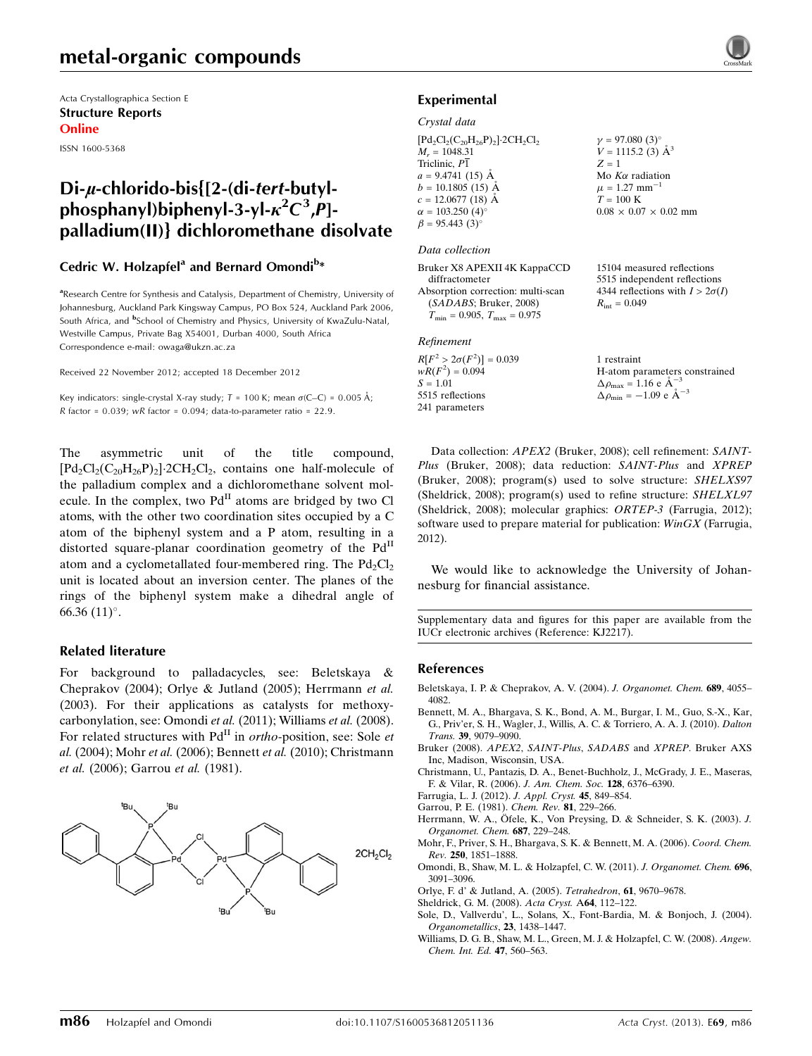# metal-organic compounds

Acta Crystallographica Section E
**Structure Reports**
**Online**

ISSN 1600-5368

## Di-μ-chlorido-bis{[2-(di-*tert*-butylphosphanyl)biphenyl-3-yl-$\kappa^2 C^3$,*P*]-palladium(II)} dichloromethane disolvate

**Cedric W. Holzapfel[a] and Bernard Omondi[b]\***

[a]Research Centre for Synthesis and Catalysis, Department of Chemistry, University of Johannesburg, Auckland Park Kingsway Campus, PO Box 524, Auckland Park 2006, South Africa, and [b]School of Chemistry and Physics, University of KwaZulu-Natal, Westville Campus, Private Bag X54001, Durban 4000, South Africa
Correspondence e-mail: owaga@ukzn.ac.za

Received 22 November 2012; accepted 18 December 2012

Key indicators: single-crystal X-ray study; $T$ = 100 K; mean $\sigma$(C–C) = 0.005 Å; $R$ factor = 0.039; $wR$ factor = 0.094; data-to-parameter ratio = 22.9.

The asymmetric unit of the title compound, $[Pd_2Cl_2(C_{20}H_{26}P)_2]\cdot 2CH_2Cl_2$, contains one half-molecule of the palladium complex and a dichloromethane solvent molecule. In the complex, two Pd$^{II}$ atoms are bridged by two Cl atoms, with the other two coordination sites occupied by a C atom of the biphenyl system and a P atom, resulting in a distorted square-planar coordination geometry of the Pd$^{II}$ atom and a cyclometallated four-membered ring. The $Pd_2Cl_2$ unit is located about an inversion center. The planes of the rings of the biphenyl system make a dihedral angle of 66.36 (11)°.

### Related literature

For background to palladacycles, see: Beletskaya & Cheprakov (2004); Orlye & Jutland (2005); Herrmann *et al.* (2003). For their applications as catalysts for methoxycarbonylation, see: Omondi *et al.* (2011); Williams *et al.* (2008). For related structures with Pd$^{II}$ in *ortho*-position, see: Sole *et al.* (2004); Mohr *et al.* (2006); Bennett *et al.* (2010); Christmann *et al.* (2006); Garrou *et al.* (1981).

## Experimental

### Crystal data

$[Pd_2Cl_2(C_{20}H_{26}P)_2]\cdot 2CH_2Cl_2$
$M_r$ = 1048.31
Triclinic, $P\overline{1}$
$a$ = 9.4741 (15) Å
$b$ = 10.1805 (15) Å
$c$ = 12.0677 (18) Å
$\alpha$ = 103.250 (4)°
$\beta$ = 95.443 (3)°
$\gamma$ = 97.080 (3)°
$V$ = 1115.2 (3) Å$^3$
$Z$ = 1
Mo $K\alpha$ radiation
$\mu$ = 1.27 mm$^{-1}$
$T$ = 100 K
0.08 × 0.07 × 0.02 mm

### Data collection

Bruker X8 APEXII 4K KappaCCD diffractometer
Absorption correction: multi-scan (*SADABS*; Bruker, 2008)
$T_{min}$ = 0.905, $T_{max}$ = 0.975
15104 measured reflections
5515 independent reflections
4344 reflections with $I > 2\sigma(I)$
$R_{int}$ = 0.049

### Refinement

$R[F^2 > 2\sigma(F^2)]$ = 0.039
$wR(F^2)$ = 0.094
$S$ = 1.01
5515 reflections
241 parameters
1 restraint
H-atom parameters constrained
$\Delta\rho_{max}$ = 1.16 e Å$^{-3}$
$\Delta\rho_{min}$ = −1.09 e Å$^{-3}$

Data collection: *APEX2* (Bruker, 2008); cell refinement: *SAINT-Plus* (Bruker, 2008); data reduction: *SAINT-Plus* and *XPREP* (Bruker, 2008); program(s) used to solve structure: *SHELXS97* (Sheldrick, 2008); program(s) used to refine structure: *SHELXL97* (Sheldrick, 2008); molecular graphics: *ORTEP-3* (Farrugia, 2012); software used to prepare material for publication: *WinGX* (Farrugia, 2012).

We would like to acknowledge the University of Johannesburg for financial assistance.

Supplementary data and figures for this paper are available from the IUCr electronic archives (Reference: KJ2217).

### References

Beletskaya, I. P. & Cheprakov, A. V. (2004). *J. Organomet. Chem.* **689**, 4055–4082.
Bennett, M. A., Bhargava, S. K., Bond, A. M., Burgar, I. M., Guo, S.-X., Kar, G., Priv'er, S. H., Wagler, J., Willis, A. C. & Torriero, A. A. J. (2010). *Dalton Trans.* **39**, 9079–9090.
Bruker (2008). *APEX2*, *SAINT-Plus*, *SADABS* and *XPREP*. Bruker AXS Inc, Madison, Wisconsin, USA.
Christmann, U., Pantazis, D. A., Benet-Buchholz, J., McGrady, J. E., Maseras, F. & Vilar, R. (2006). *J. Am. Chem. Soc.* **128**, 6376–6390.
Farrugia, L. J. (2012). *J. Appl. Cryst.* **45**, 849–854.
Garrou, P. E. (1981). *Chem. Rev.* **81**, 229–266.
Herrmann, W. A., Öfele, K., Von Preysing, D. & Schneider, S. K. (2003). *J. Organomet. Chem.* **687**, 229–248.
Mohr, F., Priver, S. H., Bhargava, S. K. & Bennett, M. A. (2006). *Coord. Chem. Rev.* **250**, 1851–1888.
Omondi, B., Shaw, M. L. & Holzapfel, C. W. (2011). *J. Organomet. Chem.* **696**, 3091–3096.
Orlye, F. d' & Jutland, A. (2005). *Tetrahedron*, **61**, 9670–9678.
Sheldrick, G. M. (2008). *Acta Cryst.* A**64**, 112–122.
Sole, D., Vallverdu', L., Solans, X., Font-Bardia, M. & Bonjoch, J. (2004). *Organometallics*, **23**, 1438–1447.
Williams, D. G. B., Shaw, M. L., Green, M. J. & Holzapfel, C. W. (2008). *Angew. Chem. Int. Ed.* **47**, 560–563.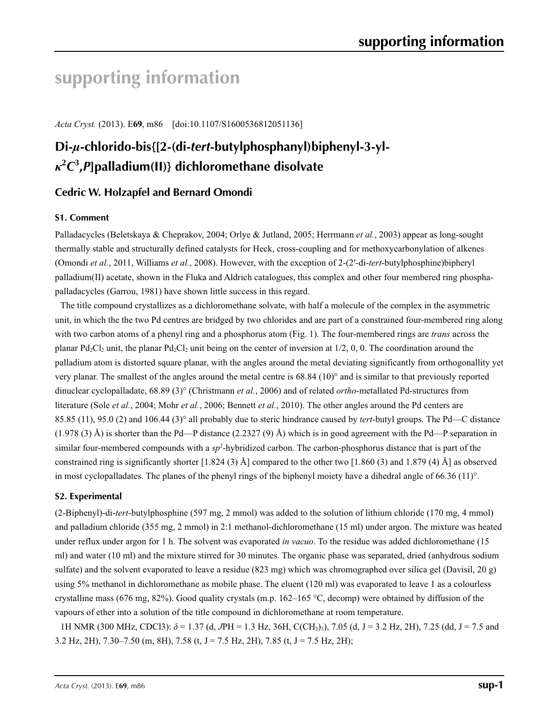# supporting information

*Acta Cryst.* (2013). E**69**, m86    [doi:10.1107/S1600536812051136]

## Di-*μ*-chlorido-bis{[2-(di-*tert*-butylphosphanyl)biphenyl-3-yl-$\kappa^2C^3$,*P*]palladium(II)} dichloromethane disolvate

### Cedric W. Holzapfel and Bernard Omondi

### S1. Comment

Palladacycles (Beletskaya & Cheprakov, 2004; Orlye & Jutland, 2005; Herrmann *et al.*, 2003) appear as long-sought thermally stable and structurally defined catalysts for Heck, cross-coupling and for methoxycarbonylation of alkenes (Omondi *et al.*, 2011, Williams *et al.*, 2008). However, with the exception of 2-(2′-di-*tert*-butylphosphine)bipheryl palladium(II) acetate, shown in the Fluka and Aldrich catalogues, this complex and other four membered ring phospha-palladacycles (Garrou, 1981) have shown little success in this regard.

The title compound crystallizes as a dichloromethane solvate, with half a molecule of the complex in the asymmetric unit, in which the the two Pd centres are bridged by two chlorides and are part of a constrained four-membered ring along with two carbon atoms of a phenyl ring and a phosphorus atom (Fig. 1). The four-membered rings are *trans* across the planar $Pd_2Cl_2$ unit, the planar $Pd_2Cl_2$ unit being on the center of inversion at 1/2, 0, 0. The coordination around the palladium atom is distorted square planar, with the angles around the metal deviating significantly from orthogonallity yet very planar. The smallest of the angles around the metal centre is 68.84 (10)° and is similar to that previously reported dinuclear cyclopalladate, 68.89 (3)° (Christmann *et al.*, 2006) and of related *ortho*-metallated Pd-structures from literature (Sole *et al.*, 2004; Mohr *et al.*, 2006; Bennett *et al.*, 2010). The other angles around the Pd centers are 85.85 (11), 95.0 (2) and 106.44 (3)° all probably due to steric hindrance caused by *tert*-butyl groups. The Pd—C distance (1.978 (3) Å) is shorter than the Pd—P distance (2.2327 (9) Å) which is in good agreement with the Pd—P separation in similar four-membered compounds with a $sp^2$-hybridized carbon. The carbon-phosphorus distance that is part of the constrained ring is significantly shorter [1.824 (3) Å] compared to the other two [1.860 (3) and 1.879 (4) Å] as observed in most cyclopalladates. The planes of the phenyl rings of the biphenyl moiety have a dihedral angle of 66.36 (11)°.

### S2. Experimental

(2-Biphenyl)-di-*tert*-butylphosphine (597 mg, 2 mmol) was added to the solution of lithium chloride (170 mg, 4 mmol) and palladium chloride (355 mg, 2 mmol) in 2:1 methanol-dichloromethane (15 ml) under argon. The mixture was heated under reflux under argon for 1 h. The solvent was evaporated *in vacuo*. To the residue was added dichloromethane (15 ml) and water (10 ml) and the mixture stirred for 30 minutes. The organic phase was separated, dried (anhydrous sodium sulfate) and the solvent evaporated to leave a residue (823 mg) which was chromographed over silica gel (Davisil, 20 g) using 5% methanol in dichloromethane as mobile phase. The eluent (120 ml) was evaporated to leave 1 as a colourless crystalline mass (676 mg, 82%). Good quality crystals (m.p. 162–165 °C, decomp) were obtained by diffusion of the vapours of ether into a solution of the title compound in dichloromethane at room temperature.

1H NMR (300 MHz, CDCl3): $\delta$ = 1.37 (d, *J*PH = 1.3 Hz, 36H, $C(CH_3)_3$), 7.05 (d, J = 3.2 Hz, 2H), 7.25 (dd, J = 7.5 and 3.2 Hz, 2H), 7.30–7.50 (m, 8H), 7.58 (t, J = 7.5 Hz, 2H), 7.85 (t, J = 7.5 Hz, 2H);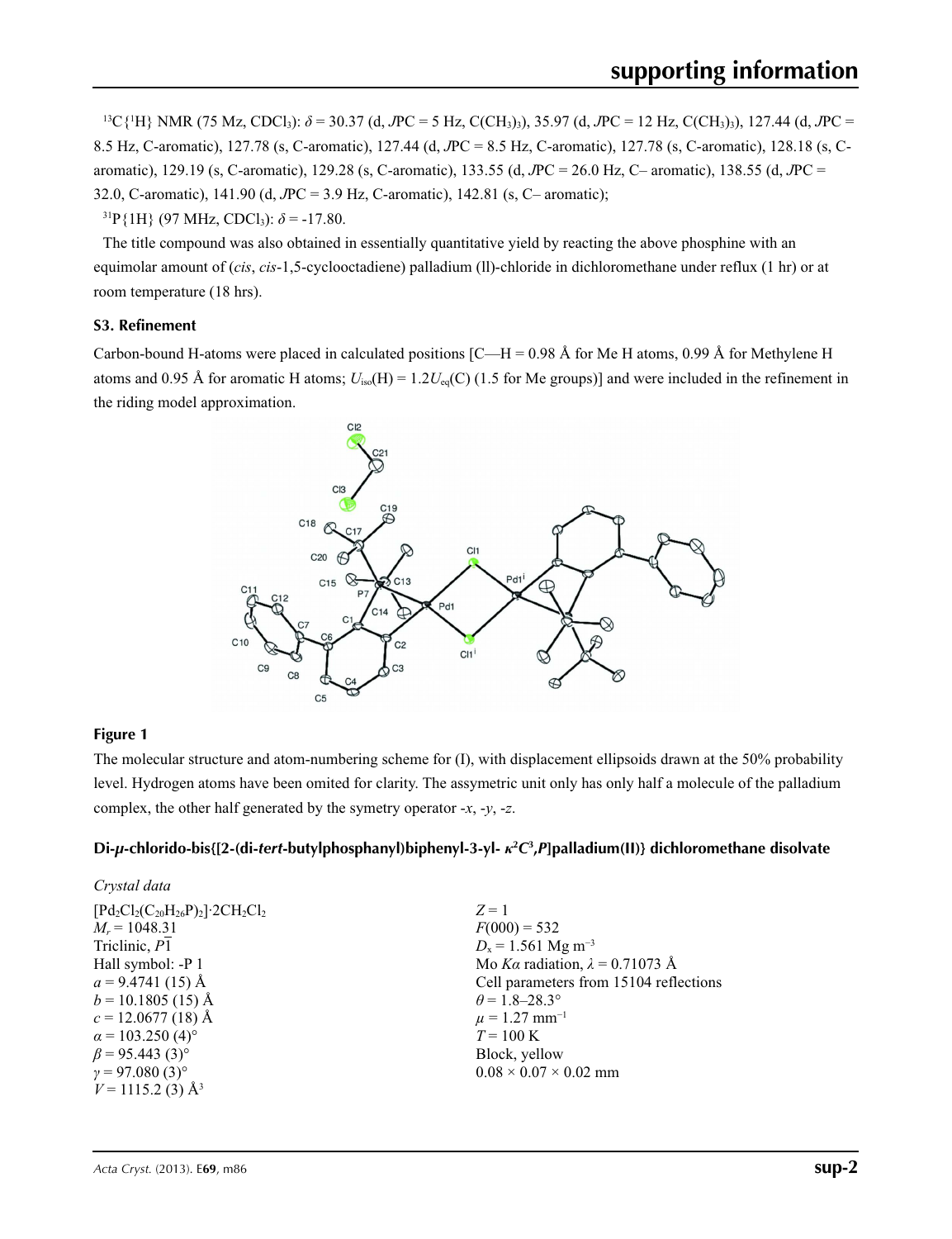$^{13}C\{^1H\}$ NMR (75 Mz, $CDCl_3$): $\delta$ = 30.37 (d, *J*PC = 5 Hz, $C(CH_3)_3$), 35.97 (d, *J*PC = 12 Hz, $C(CH_3)_3$), 127.44 (d, *J*PC = 8.5 Hz, C-aromatic), 127.78 (s, C-aromatic), 127.44 (d, *J*PC = 8.5 Hz, C-aromatic), 127.78 (s, C-aromatic), 128.18 (s, C-aromatic), 129.19 (s, C-aromatic), 129.28 (s, C-aromatic), 133.55 (d, *J*PC = 26.0 Hz, C– aromatic), 138.55 (d, *J*PC = 32.0, C-aromatic), 141.90 (d, *J*PC = 3.9 Hz, C-aromatic), 142.81 (s, C– aromatic);

$^{31}P\{1H\}$ (97 MHz, $CDCl_3$): $\delta$ = -17.80.

The title compound was also obtained in essentially quantitative yield by reacting the above phosphine with an equimolar amount of (*cis*, *cis*-1,5-cyclooctadiene) palladium (ll)-chloride in dichloromethane under reflux (1 hr) or at room temperature (18 hrs).

## S3. Refinement

Carbon-bound H-atoms were placed in calculated positions [C—H = 0.98 Å for Me H atoms, 0.99 Å for Methylene H atoms and 0.95 Å for aromatic H atoms; $U_{iso}(H) = 1.2U_{eq}(C)$ (1.5 for Me groups)] and were included in the refinement in the riding model approximation.

## Figure 1

The molecular structure and atom-numbering scheme for (I), with displacement ellipsoids drawn at the 50% probability level. Hydrogen atoms have been omited for clarity. The assymetric unit only has only half a molecule of the palladium complex, the other half generated by the symetry operator -*x*, -*y*, -*z*.

## Di-*µ*-chlorido-bis{[2-(di-*tert*-butylphosphanyl)biphenyl-3-yl- $\kappa^2C^3$,*P*]palladium(II)} dichloromethane disolvate

*Crystal data*

$[Pd_2Cl_2(C_{20}H_{26}P)_2]\cdot 2CH_2Cl_2$
$M_r$ = 1048.31
Triclinic, $P\overline{1}$
Hall symbol: -P 1
*a* = 9.4741 (15) Å
*b* = 10.1805 (15) Å
*c* = 12.0677 (18) Å
*α* = 103.250 (4)°
*β* = 95.443 (3)°
*γ* = 97.080 (3)°
*V* = 1115.2 (3) Å$^3$

*Z* = 1
*F*(000) = 532
$D_x$ = 1.561 Mg m$^{-3}$
Mo *Kα* radiation, *λ* = 0.71073 Å
Cell parameters from 15104 reflections
*θ* = 1.8–28.3°
*µ* = 1.27 mm$^{-1}$
*T* = 100 K
Block, yellow
0.08 × 0.07 × 0.02 mm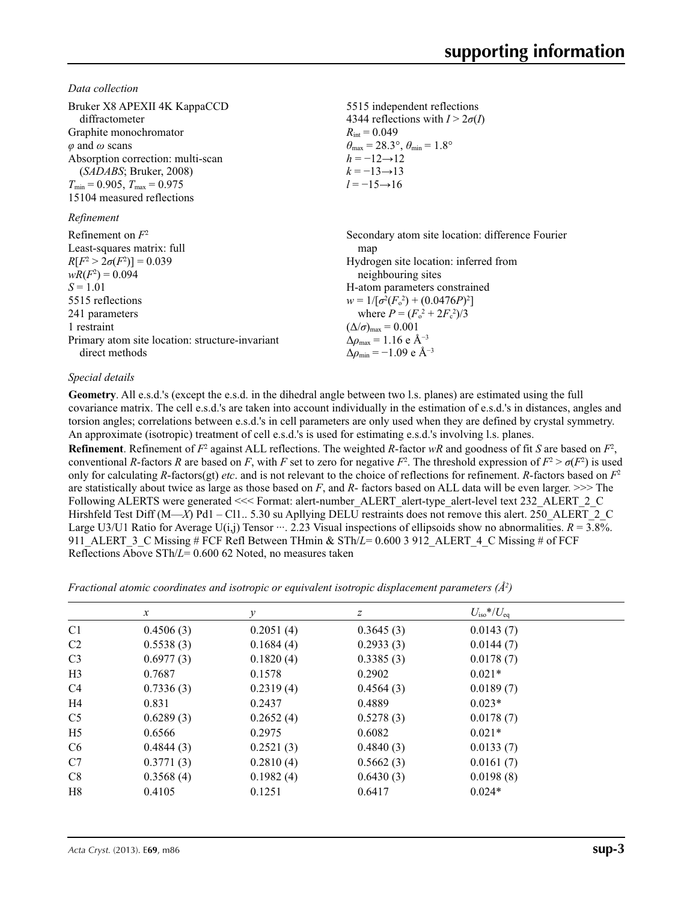*Data collection*

Bruker X8 APEXII 4K KappaCCD diffractometer
Graphite monochromator
$\varphi$ and $\omega$ scans
Absorption correction: multi-scan (*SADABS*; Bruker, 2008)
$T_{min}$ = 0.905, $T_{max}$ = 0.975
15104 measured reflections
5515 independent reflections
4344 reflections with $I > 2\sigma(I)$
$R_{int}$ = 0.049
$\theta_{max}$ = 28.3°, $\theta_{min}$ = 1.8°
$h = -12 \rightarrow 12$
$k = -13 \rightarrow 13$
$l = -15 \rightarrow 16$

*Refinement*

Refinement on $F^2$
Least-squares matrix: full
$R[F^2 > 2\sigma(F^2)] = 0.039$
$wR(F^2) = 0.094$
$S = 1.01$
5515 reflections
241 parameters
1 restraint
Primary atom site location: structure-invariant direct methods
Secondary atom site location: difference Fourier map
Hydrogen site location: inferred from neighbouring sites
H-atom parameters constrained
$w = 1/[\sigma^2(F_o^2) + (0.0476P)^2]$
where $P = (F_o^2 + 2F_c^2)/3$
$(\Delta/\sigma)_{max} = 0.001$
$\Delta\rho_{max}$ = 1.16 e Å$^{-3}$
$\Delta\rho_{min}$ = −1.09 e Å$^{-3}$

*Special details*

**Geometry**. All e.s.d.'s (except the e.s.d. in the dihedral angle between two l.s. planes) are estimated using the full covariance matrix. The cell e.s.d.'s are taken into account individually in the estimation of e.s.d.'s in distances, angles and torsion angles; correlations between e.s.d.'s in cell parameters are only used when they are defined by crystal symmetry. An approximate (isotropic) treatment of cell e.s.d.'s is used for estimating e.s.d.'s involving l.s. planes.

**Refinement**. Refinement of $F^2$ against ALL reflections. The weighted $R$-factor $wR$ and goodness of fit $S$ are based on $F^2$, conventional $R$-factors $R$ are based on $F$, with $F$ set to zero for negative $F^2$. The threshold expression of $F^2 > \sigma(F^2)$ is used only for calculating $R$-factors(gt) *etc*. and is not relevant to the choice of reflections for refinement. $R$-factors based on $F^2$ are statistically about twice as large as those based on $F$, and $R$- factors based on ALL data will be even larger. >>> The Following ALERTS were generated <<< Format: alert-number_ALERT_alert-type_alert-level text 232_ALERT_2_C Hirshfeld Test Diff (M—X) Pd1 – Cl1.. 5.30 su Apllying DELU restraints does not remove this alert. 250_ALERT_2_C Large U3/U1 Ratio for Average U(i,j) Tensor ···. 2.23 Visual inspections of ellipsoids show no abnormalities. $R$ = 3.8%. 911_ALERT_3_C Missing # FCF Refl Between THmin & STh/$L$= 0.600 3 912_ALERT_4_C Missing # of FCF Reflections Above STh/$L$= 0.600 62 Noted, no measures taken

*Fractional atomic coordinates and isotropic or equivalent isotropic displacement parameters (Å$^2$)*

| | $x$ | $y$ | $z$ | $U_{iso}$\*/$U_{eq}$ |
|---|---|---|---|---|
| C1 | 0.4506 (3) | 0.2051 (4) | 0.3645 (3) | 0.0143 (7) |
| C2 | 0.5538 (3) | 0.1684 (4) | 0.2933 (3) | 0.0144 (7) |
| C3 | 0.6977 (3) | 0.1820 (4) | 0.3385 (3) | 0.0178 (7) |
| H3 | 0.7687 | 0.1578 | 0.2902 | 0.021* |
| C4 | 0.7336 (3) | 0.2319 (4) | 0.4564 (3) | 0.0189 (7) |
| H4 | 0.831 | 0.2437 | 0.4889 | 0.023* |
| C5 | 0.6289 (3) | 0.2652 (4) | 0.5278 (3) | 0.0178 (7) |
| H5 | 0.6566 | 0.2975 | 0.6082 | 0.021* |
| C6 | 0.4844 (3) | 0.2521 (3) | 0.4840 (3) | 0.0133 (7) |
| C7 | 0.3771 (3) | 0.2810 (4) | 0.5662 (3) | 0.0161 (7) |
| C8 | 0.3568 (4) | 0.1982 (4) | 0.6430 (3) | 0.0198 (8) |
| H8 | 0.4105 | 0.1251 | 0.6417 | 0.024* |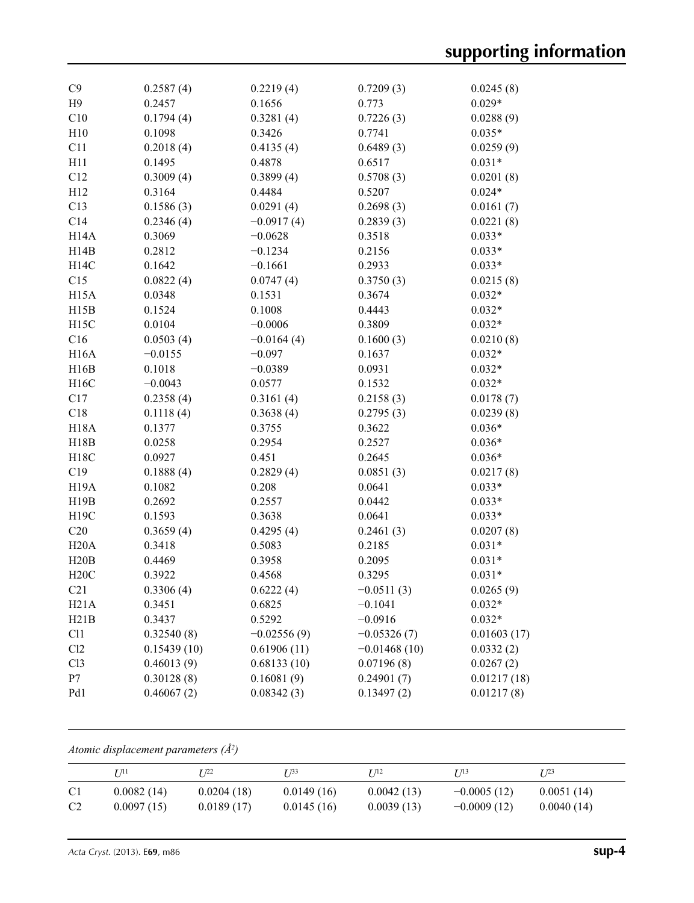| | | | | |
|---|---|---|---|---|
| C9 | 0.2587 (4) | 0.2219 (4) | 0.7209 (3) | 0.0245 (8) |
| H9 | 0.2457 | 0.1656 | 0.773 | 0.029* |
| C10 | 0.1794 (4) | 0.3281 (4) | 0.7226 (3) | 0.0288 (9) |
| H10 | 0.1098 | 0.3426 | 0.7741 | 0.035* |
| C11 | 0.2018 (4) | 0.4135 (4) | 0.6489 (3) | 0.0259 (9) |
| H11 | 0.1495 | 0.4878 | 0.6517 | 0.031* |
| C12 | 0.3009 (4) | 0.3899 (4) | 0.5708 (3) | 0.0201 (8) |
| H12 | 0.3164 | 0.4484 | 0.5207 | 0.024* |
| C13 | 0.1586 (3) | 0.0291 (4) | 0.2698 (3) | 0.0161 (7) |
| C14 | 0.2346 (4) | −0.0917 (4) | 0.2839 (3) | 0.0221 (8) |
| H14A | 0.3069 | −0.0628 | 0.3518 | 0.033* |
| H14B | 0.2812 | −0.1234 | 0.2156 | 0.033* |
| H14C | 0.1642 | −0.1661 | 0.2933 | 0.033* |
| C15 | 0.0822 (4) | 0.0747 (4) | 0.3750 (3) | 0.0215 (8) |
| H15A | 0.0348 | 0.1531 | 0.3674 | 0.032* |
| H15B | 0.1524 | 0.1008 | 0.4443 | 0.032* |
| H15C | 0.0104 | −0.0006 | 0.3809 | 0.032* |
| C16 | 0.0503 (4) | −0.0164 (4) | 0.1600 (3) | 0.0210 (8) |
| H16A | −0.0155 | −0.097 | 0.1637 | 0.032* |
| H16B | 0.1018 | −0.0389 | 0.0931 | 0.032* |
| H16C | −0.0043 | 0.0577 | 0.1532 | 0.032* |
| C17 | 0.2358 (4) | 0.3161 (4) | 0.2158 (3) | 0.0178 (7) |
| C18 | 0.1118 (4) | 0.3638 (4) | 0.2795 (3) | 0.0239 (8) |
| H18A | 0.1377 | 0.3755 | 0.3622 | 0.036* |
| H18B | 0.0258 | 0.2954 | 0.2527 | 0.036* |
| H18C | 0.0927 | 0.451 | 0.2645 | 0.036* |
| C19 | 0.1888 (4) | 0.2829 (4) | 0.0851 (3) | 0.0217 (8) |
| H19A | 0.1082 | 0.208 | 0.0641 | 0.033* |
| H19B | 0.2692 | 0.2557 | 0.0442 | 0.033* |
| H19C | 0.1593 | 0.3638 | 0.0641 | 0.033* |
| C20 | 0.3659 (4) | 0.4295 (4) | 0.2461 (3) | 0.0207 (8) |
| H20A | 0.3418 | 0.5083 | 0.2185 | 0.031* |
| H20B | 0.4469 | 0.3958 | 0.2095 | 0.031* |
| H20C | 0.3922 | 0.4568 | 0.3295 | 0.031* |
| C21 | 0.3306 (4) | 0.6222 (4) | −0.0511 (3) | 0.0265 (9) |
| H21A | 0.3451 | 0.6825 | −0.1041 | 0.032* |
| H21B | 0.3437 | 0.5292 | −0.0916 | 0.032* |
| Cl1 | 0.32540 (8) | −0.02556 (9) | −0.05326 (7) | 0.01603 (17) |
| Cl2 | 0.15439 (10) | 0.61906 (11) | −0.01468 (10) | 0.0332 (2) |
| Cl3 | 0.46013 (9) | 0.68133 (10) | 0.07196 (8) | 0.0267 (2) |
| P7 | 0.30128 (8) | 0.16081 (9) | 0.24901 (7) | 0.01217 (18) |
| Pd1 | 0.46067 (2) | 0.08342 (3) | 0.13497 (2) | 0.01217 (8) |

*Atomic displacement parameters (Å²)*

| | $U^{11}$ | $U^{22}$ | $U^{33}$ | $U^{12}$ | $U^{13}$ | $U^{23}$ |
|---|---|---|---|---|---|---|
| C1 | 0.0082 (14) | 0.0204 (18) | 0.0149 (16) | 0.0042 (13) | −0.0005 (12) | 0.0051 (14) |
| C2 | 0.0097 (15) | 0.0189 (17) | 0.0145 (16) | 0.0039 (13) | −0.0009 (12) | 0.0040 (14) |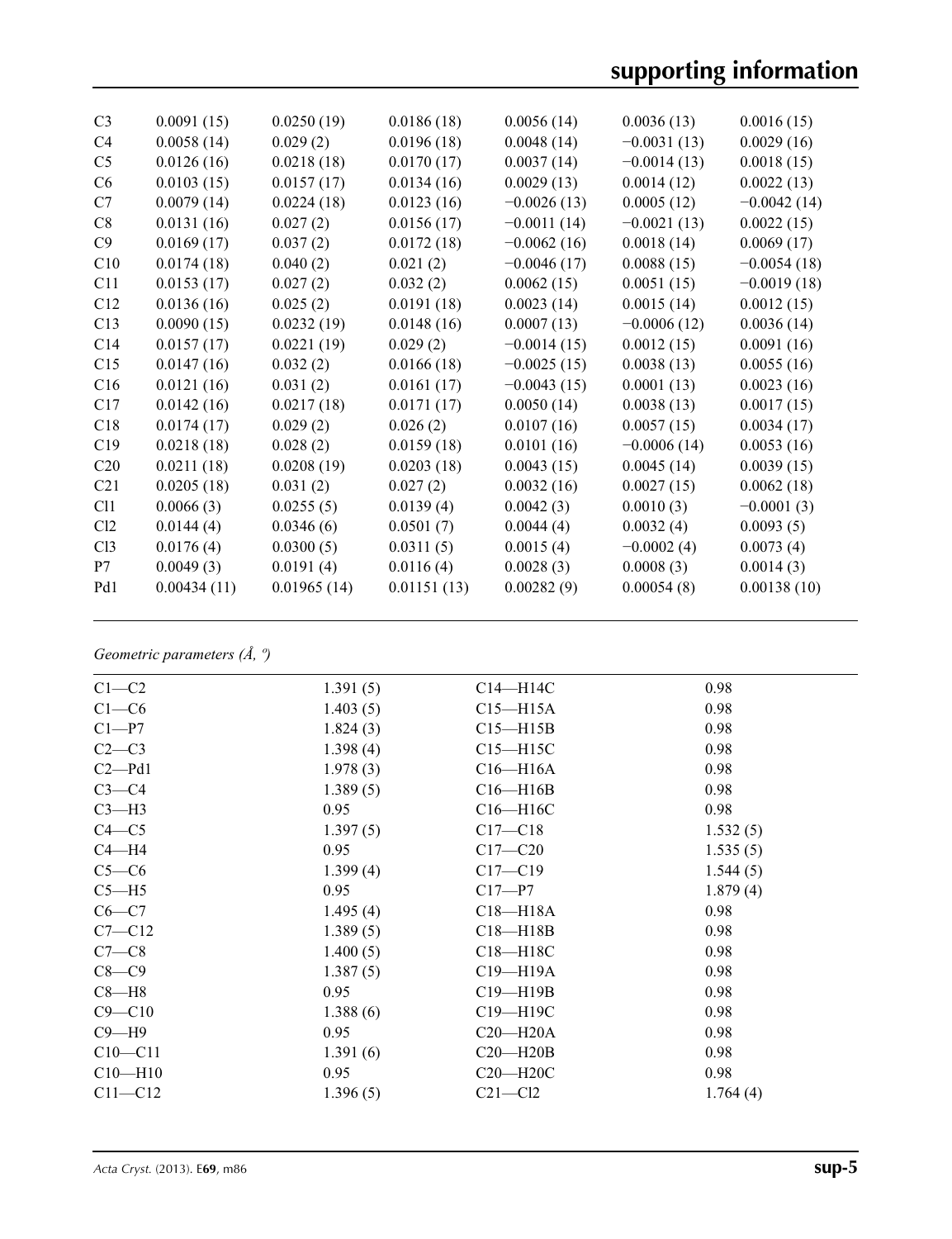| | | | | | | |
|---|---|---|---|---|---|---|
| C3 | 0.0091 (15) | 0.0250 (19) | 0.0186 (18) | 0.0056 (14) | 0.0036 (13) | 0.0016 (15) |
| C4 | 0.0058 (14) | 0.029 (2) | 0.0196 (18) | 0.0048 (14) | −0.0031 (13) | 0.0029 (16) |
| C5 | 0.0126 (16) | 0.0218 (18) | 0.0170 (17) | 0.0037 (14) | −0.0014 (13) | 0.0018 (15) |
| C6 | 0.0103 (15) | 0.0157 (17) | 0.0134 (16) | 0.0029 (13) | 0.0014 (12) | 0.0022 (13) |
| C7 | 0.0079 (14) | 0.0224 (18) | 0.0123 (16) | −0.0026 (13) | 0.0005 (12) | −0.0042 (14) |
| C8 | 0.0131 (16) | 0.027 (2) | 0.0156 (17) | −0.0011 (14) | −0.0021 (13) | 0.0022 (15) |
| C9 | 0.0169 (17) | 0.037 (2) | 0.0172 (18) | −0.0062 (16) | 0.0018 (14) | 0.0069 (17) |
| C10 | 0.0174 (18) | 0.040 (2) | 0.021 (2) | −0.0046 (17) | 0.0088 (15) | −0.0054 (18) |
| C11 | 0.0153 (17) | 0.027 (2) | 0.032 (2) | 0.0062 (15) | 0.0051 (15) | −0.0019 (18) |
| C12 | 0.0136 (16) | 0.025 (2) | 0.0191 (18) | 0.0023 (14) | 0.0015 (14) | 0.0012 (15) |
| C13 | 0.0090 (15) | 0.0232 (19) | 0.0148 (16) | 0.0007 (13) | −0.0006 (12) | 0.0036 (14) |
| C14 | 0.0157 (17) | 0.0221 (19) | 0.029 (2) | −0.0014 (15) | 0.0012 (15) | 0.0091 (16) |
| C15 | 0.0147 (16) | 0.032 (2) | 0.0166 (18) | −0.0025 (15) | 0.0038 (13) | 0.0055 (16) |
| C16 | 0.0121 (16) | 0.031 (2) | 0.0161 (17) | −0.0043 (15) | 0.0001 (13) | 0.0023 (16) |
| C17 | 0.0142 (16) | 0.0217 (18) | 0.0171 (17) | 0.0050 (14) | 0.0038 (13) | 0.0017 (15) |
| C18 | 0.0174 (17) | 0.029 (2) | 0.026 (2) | 0.0107 (16) | 0.0057 (15) | 0.0034 (17) |
| C19 | 0.0218 (18) | 0.028 (2) | 0.0159 (18) | 0.0101 (16) | −0.0006 (14) | 0.0053 (16) |
| C20 | 0.0211 (18) | 0.0208 (19) | 0.0203 (18) | 0.0043 (15) | 0.0045 (14) | 0.0039 (15) |
| C21 | 0.0205 (18) | 0.031 (2) | 0.027 (2) | 0.0032 (16) | 0.0027 (15) | 0.0062 (18) |
| Cl1 | 0.0066 (3) | 0.0255 (5) | 0.0139 (4) | 0.0042 (3) | 0.0010 (3) | −0.0001 (3) |
| Cl2 | 0.0144 (4) | 0.0346 (6) | 0.0501 (7) | 0.0044 (4) | 0.0032 (4) | 0.0093 (5) |
| Cl3 | 0.0176 (4) | 0.0300 (5) | 0.0311 (5) | 0.0015 (4) | −0.0002 (4) | 0.0073 (4) |
| P7 | 0.0049 (3) | 0.0191 (4) | 0.0116 (4) | 0.0028 (3) | 0.0008 (3) | 0.0014 (3) |
| Pd1 | 0.00434 (11) | 0.01965 (14) | 0.01151 (13) | 0.00282 (9) | 0.00054 (8) | 0.00138 (10) |

*Geometric parameters (Å, º)*

| | | | |
|---|---|---|---|
| C1—C2 | 1.391 (5) | C14—H14C | 0.98 |
| C1—C6 | 1.403 (5) | C15—H15A | 0.98 |
| C1—P7 | 1.824 (3) | C15—H15B | 0.98 |
| C2—C3 | 1.398 (4) | C15—H15C | 0.98 |
| C2—Pd1 | 1.978 (3) | C16—H16A | 0.98 |
| C3—C4 | 1.389 (5) | C16—H16B | 0.98 |
| C3—H3 | 0.95 | C16—H16C | 0.98 |
| C4—C5 | 1.397 (5) | C17—C18 | 1.532 (5) |
| C4—H4 | 0.95 | C17—C20 | 1.535 (5) |
| C5—C6 | 1.399 (4) | C17—C19 | 1.544 (5) |
| C5—H5 | 0.95 | C17—P7 | 1.879 (4) |
| C6—C7 | 1.495 (4) | C18—H18A | 0.98 |
| C7—C12 | 1.389 (5) | C18—H18B | 0.98 |
| C7—C8 | 1.400 (5) | C18—H18C | 0.98 |
| C8—C9 | 1.387 (5) | C19—H19A | 0.98 |
| C8—H8 | 0.95 | C19—H19B | 0.98 |
| C9—C10 | 1.388 (6) | C19—H19C | 0.98 |
| C9—H9 | 0.95 | C20—H20A | 0.98 |
| C10—C11 | 1.391 (6) | C20—H20B | 0.98 |
| C10—H10 | 0.95 | C20—H20C | 0.98 |
| C11—C12 | 1.396 (5) | C21—Cl2 | 1.764 (4) |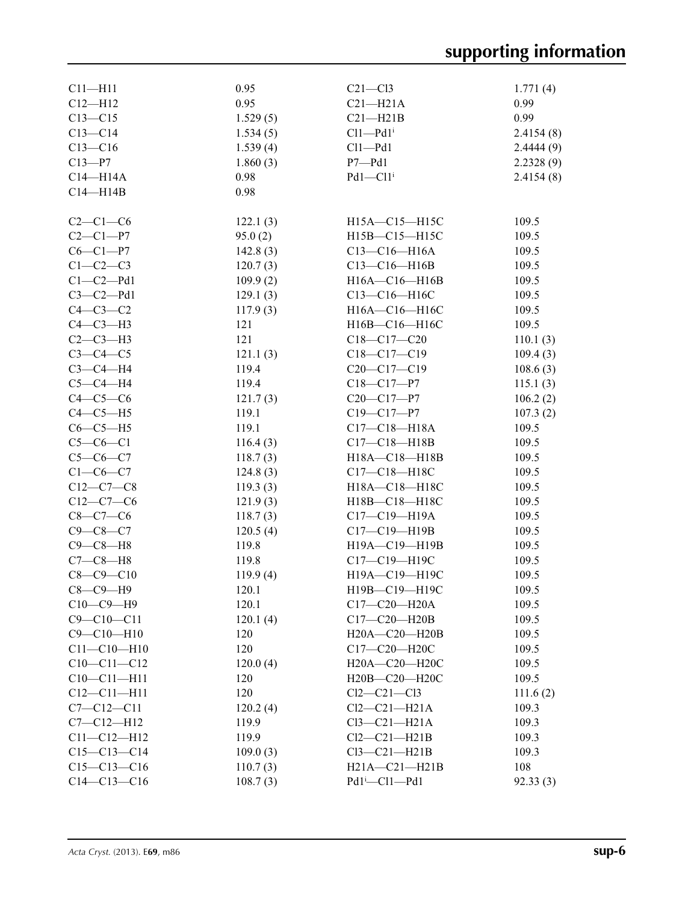| | | | |
|---|---|---|---|
| C11—H11 | 0.95 | C21—Cl3 | 1.771 (4) |
| C12—H12 | 0.95 | C21—H21A | 0.99 |
| C13—C15 | 1.529 (5) | C21—H21B | 0.99 |
| C13—C14 | 1.534 (5) | Cl1—Pd1$^{i}$ | 2.4154 (8) |
| C13—C16 | 1.539 (4) | Cl1—Pd1 | 2.4444 (9) |
| C13—P7 | 1.860 (3) | P7—Pd1 | 2.2328 (9) |
| C14—H14A | 0.98 | Pd1—Cl1$^{i}$ | 2.4154 (8) |
| C14—H14B | 0.98 | | |

| | | | |
|---|---|---|---|
| C2—C1—C6 | 122.1 (3) | H15A—C15—H15C | 109.5 |
| C2—C1—P7 | 95.0 (2) | H15B—C15—H15C | 109.5 |
| C6—C1—P7 | 142.8 (3) | C13—C16—H16A | 109.5 |
| C1—C2—C3 | 120.7 (3) | C13—C16—H16B | 109.5 |
| C1—C2—Pd1 | 109.9 (2) | H16A—C16—H16B | 109.5 |
| C3—C2—Pd1 | 129.1 (3) | C13—C16—H16C | 109.5 |
| C4—C3—C2 | 117.9 (3) | H16A—C16—H16C | 109.5 |
| C4—C3—H3 | 121 | H16B—C16—H16C | 109.5 |
| C2—C3—H3 | 121 | C18—C17—C20 | 110.1 (3) |
| C3—C4—C5 | 121.1 (3) | C18—C17—C19 | 109.4 (3) |
| C3—C4—H4 | 119.4 | C20—C17—C19 | 108.6 (3) |
| C5—C4—H4 | 119.4 | C18—C17—P7 | 115.1 (3) |
| C4—C5—C6 | 121.7 (3) | C20—C17—P7 | 106.2 (2) |
| C4—C5—H5 | 119.1 | C19—C17—P7 | 107.3 (2) |
| C6—C5—H5 | 119.1 | C17—C18—H18A | 109.5 |
| C5—C6—C1 | 116.4 (3) | C17—C18—H18B | 109.5 |
| C5—C6—C7 | 118.7 (3) | H18A—C18—H18B | 109.5 |
| C1—C6—C7 | 124.8 (3) | C17—C18—H18C | 109.5 |
| C12—C7—C8 | 119.3 (3) | H18A—C18—H18C | 109.5 |
| C12—C7—C6 | 121.9 (3) | H18B—C18—H18C | 109.5 |
| C8—C7—C6 | 118.7 (3) | C17—C19—H19A | 109.5 |
| C9—C8—C7 | 120.5 (4) | C17—C19—H19B | 109.5 |
| C9—C8—H8 | 119.8 | H19A—C19—H19B | 109.5 |
| C7—C8—H8 | 119.8 | C17—C19—H19C | 109.5 |
| C8—C9—C10 | 119.9 (4) | H19A—C19—H19C | 109.5 |
| C8—C9—H9 | 120.1 | H19B—C19—H19C | 109.5 |
| C10—C9—H9 | 120.1 | C17—C20—H20A | 109.5 |
| C9—C10—C11 | 120.1 (4) | C17—C20—H20B | 109.5 |
| C9—C10—H10 | 120 | H20A—C20—H20B | 109.5 |
| C11—C10—H10 | 120 | C17—C20—H20C | 109.5 |
| C10—C11—C12 | 120.0 (4) | H20A—C20—H20C | 109.5 |
| C10—C11—H11 | 120 | H20B—C20—H20C | 109.5 |
| C12—C11—H11 | 120 | Cl2—C21—Cl3 | 111.6 (2) |
| C7—C12—C11 | 120.2 (4) | Cl2—C21—H21A | 109.3 |
| C7—C12—H12 | 119.9 | Cl3—C21—H21A | 109.3 |
| C11—C12—H12 | 119.9 | Cl2—C21—H21B | 109.3 |
| C15—C13—C14 | 109.0 (3) | Cl3—C21—H21B | 109.3 |
| C15—C13—C16 | 110.7 (3) | H21A—C21—H21B | 108 |
| C14—C13—C16 | 108.7 (3) | Pd1$^{i}$—Cl1—Pd1 | 92.33 (3) |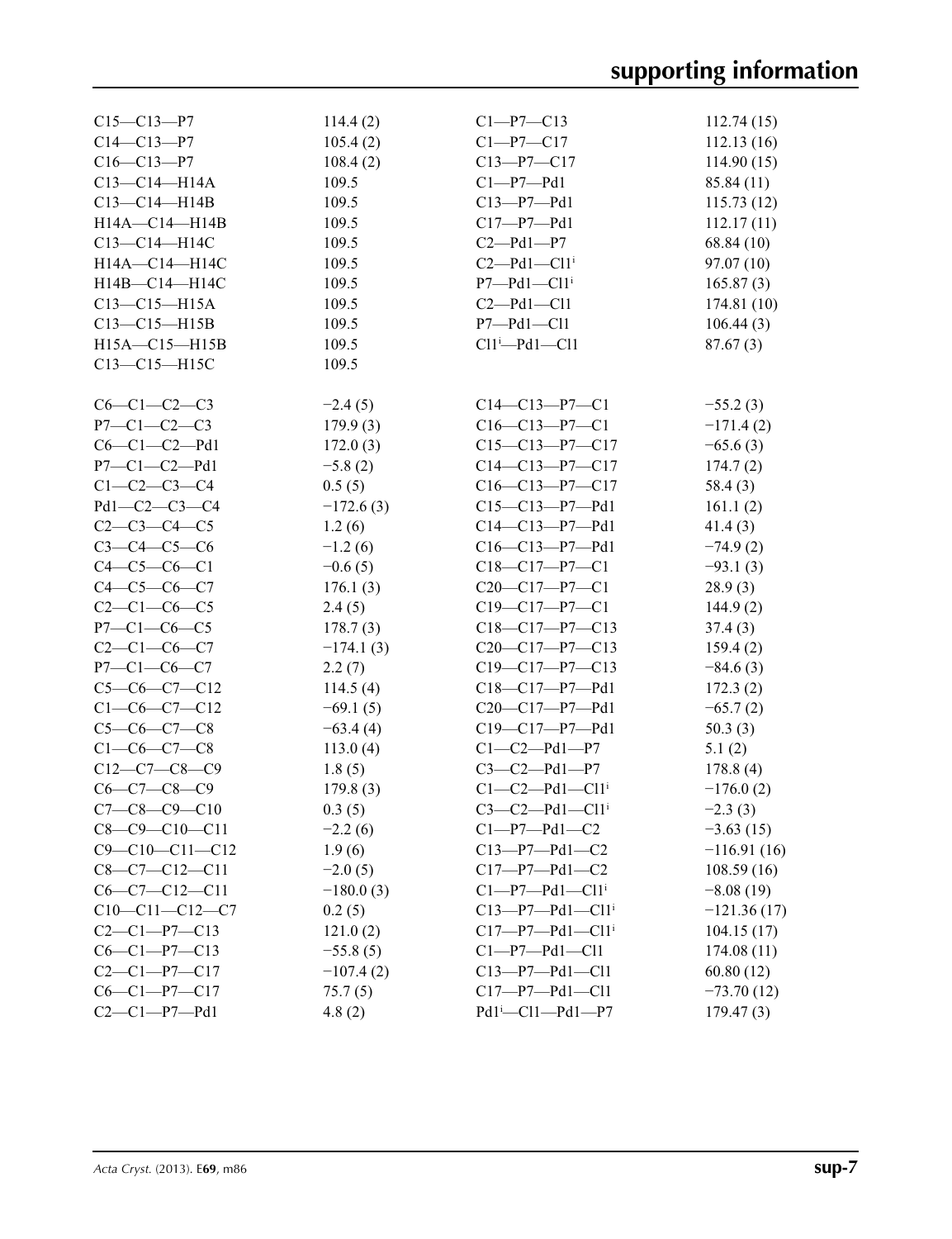| | | | |
|---|---|---|---|
| C15—C13—P7 | 114.4 (2) | C1—P7—C13 | 112.74 (15) |
| C14—C13—P7 | 105.4 (2) | C1—P7—C17 | 112.13 (16) |
| C16—C13—P7 | 108.4 (2) | C13—P7—C17 | 114.90 (15) |
| C13—C14—H14A | 109.5 | C1—P7—Pd1 | 85.84 (11) |
| C13—C14—H14B | 109.5 | C13—P7—Pd1 | 115.73 (12) |
| H14A—C14—H14B | 109.5 | C17—P7—Pd1 | 112.17 (11) |
| C13—C14—H14C | 109.5 | C2—Pd1—P7 | 68.84 (10) |
| H14A—C14—H14C | 109.5 | C2—Pd1—Cl1$^{i}$ | 97.07 (10) |
| H14B—C14—H14C | 109.5 | P7—Pd1—Cl1$^{i}$ | 165.87 (3) |
| C13—C15—H15A | 109.5 | C2—Pd1—Cl1 | 174.81 (10) |
| C13—C15—H15B | 109.5 | P7—Pd1—Cl1 | 106.44 (3) |
| H15A—C15—H15B | 109.5 | Cl1$^{i}$—Pd1—Cl1 | 87.67 (3) |
| C13—C15—H15C | 109.5 | | |

| | | | |
|---|---|---|---|
| C6—C1—C2—C3 | −2.4 (5) | C14—C13—P7—C1 | −55.2 (3) |
| P7—C1—C2—C3 | 179.9 (3) | C16—C13—P7—C1 | −171.4 (2) |
| C6—C1—C2—Pd1 | 172.0 (3) | C15—C13—P7—C17 | −65.6 (3) |
| P7—C1—C2—Pd1 | −5.8 (2) | C14—C13—P7—C17 | 174.7 (2) |
| C1—C2—C3—C4 | 0.5 (5) | C16—C13—P7—C17 | 58.4 (3) |
| Pd1—C2—C3—C4 | −172.6 (3) | C15—C13—P7—Pd1 | 161.1 (2) |
| C2—C3—C4—C5 | 1.2 (6) | C14—C13—P7—Pd1 | 41.4 (3) |
| C3—C4—C5—C6 | −1.2 (6) | C16—C13—P7—Pd1 | −74.9 (2) |
| C4—C5—C6—C1 | −0.6 (5) | C18—C17—P7—C1 | −93.1 (3) |
| C4—C5—C6—C7 | 176.1 (3) | C20—C17—P7—C1 | 28.9 (3) |
| C2—C1—C6—C5 | 2.4 (5) | C19—C17—P7—C1 | 144.9 (2) |
| P7—C1—C6—C5 | 178.7 (3) | C18—C17—P7—C13 | 37.4 (3) |
| C2—C1—C6—C7 | −174.1 (3) | C20—C17—P7—C13 | 159.4 (2) |
| P7—C1—C6—C7 | 2.2 (7) | C19—C17—P7—C13 | −84.6 (3) |
| C5—C6—C7—C12 | 114.5 (4) | C18—C17—P7—Pd1 | 172.3 (2) |
| C1—C6—C7—C12 | −69.1 (5) | C20—C17—P7—Pd1 | −65.7 (2) |
| C5—C6—C7—C8 | −63.4 (4) | C19—C17—P7—Pd1 | 50.3 (3) |
| C1—C6—C7—C8 | 113.0 (4) | C1—C2—Pd1—P7 | 5.1 (2) |
| C12—C7—C8—C9 | 1.8 (5) | C3—C2—Pd1—P7 | 178.8 (4) |
| C6—C7—C8—C9 | 179.8 (3) | C1—C2—Pd1—Cl1$^{i}$ | −176.0 (2) |
| C7—C8—C9—C10 | 0.3 (5) | C3—C2—Pd1—Cl1$^{i}$ | −2.3 (3) |
| C8—C9—C10—C11 | −2.2 (6) | C1—P7—Pd1—C2 | −3.63 (15) |
| C9—C10—C11—C12 | 1.9 (6) | C13—P7—Pd1—C2 | −116.91 (16) |
| C8—C7—C12—C11 | −2.0 (5) | C17—P7—Pd1—C2 | 108.59 (16) |
| C6—C7—C12—C11 | −180.0 (3) | C1—P7—Pd1—Cl1$^{i}$ | −8.08 (19) |
| C10—C11—C12—C7 | 0.2 (5) | C13—P7—Pd1—Cl1$^{i}$ | −121.36 (17) |
| C2—C1—P7—C13 | 121.0 (2) | C17—P7—Pd1—Cl1$^{i}$ | 104.15 (17) |
| C6—C1—P7—C13 | −55.8 (5) | C1—P7—Pd1—Cl1 | 174.08 (11) |
| C2—C1—P7—C17 | −107.4 (2) | C13—P7—Pd1—Cl1 | 60.80 (12) |
| C6—C1—P7—C17 | 75.7 (5) | C17—P7—Pd1—Cl1 | −73.70 (12) |
| C2—C1—P7—Pd1 | 4.8 (2) | Pd1$^{i}$—Cl1—Pd1—P7 | 179.47 (3) |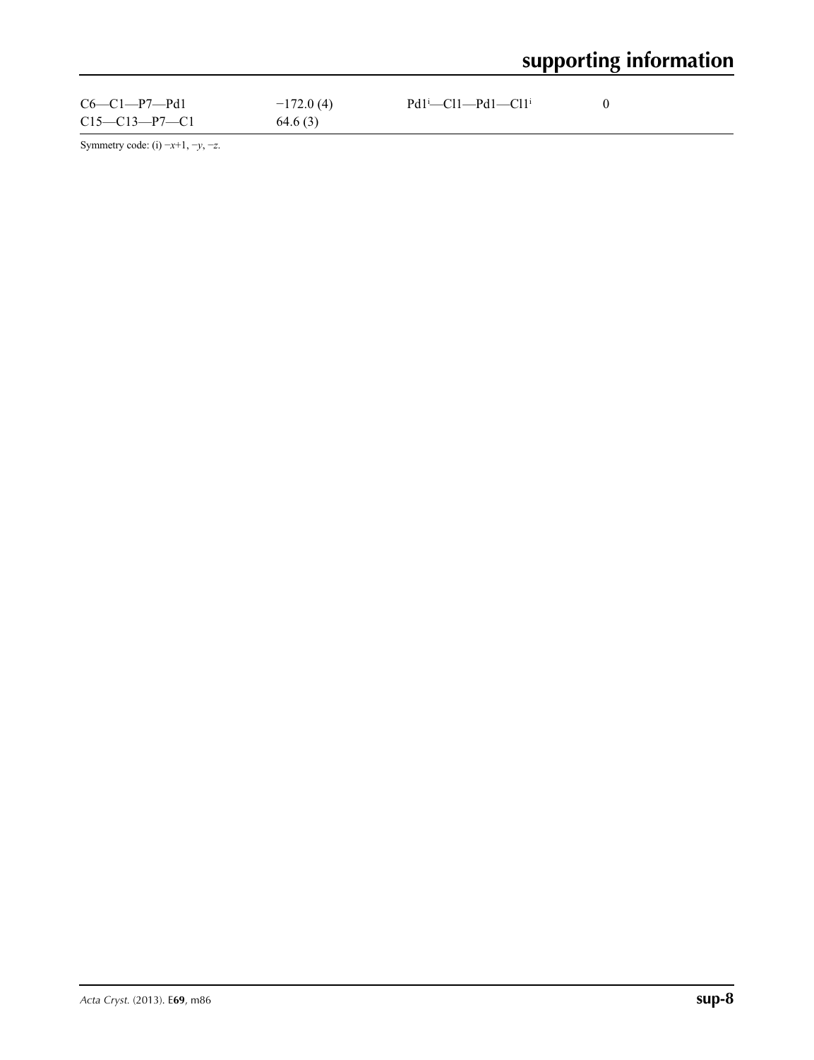| | | | |
|---|---|---|---|
| C6—C1—P7—Pd1 | −172.0 (4) | Pd1$^{i}$—Cl1—Pd1—Cl1$^{i}$ | 0 |
| C15—C13—P7—C1 | 64.6 (3) | | |

Symmetry code: (i) $-x+1, -y, -z$.